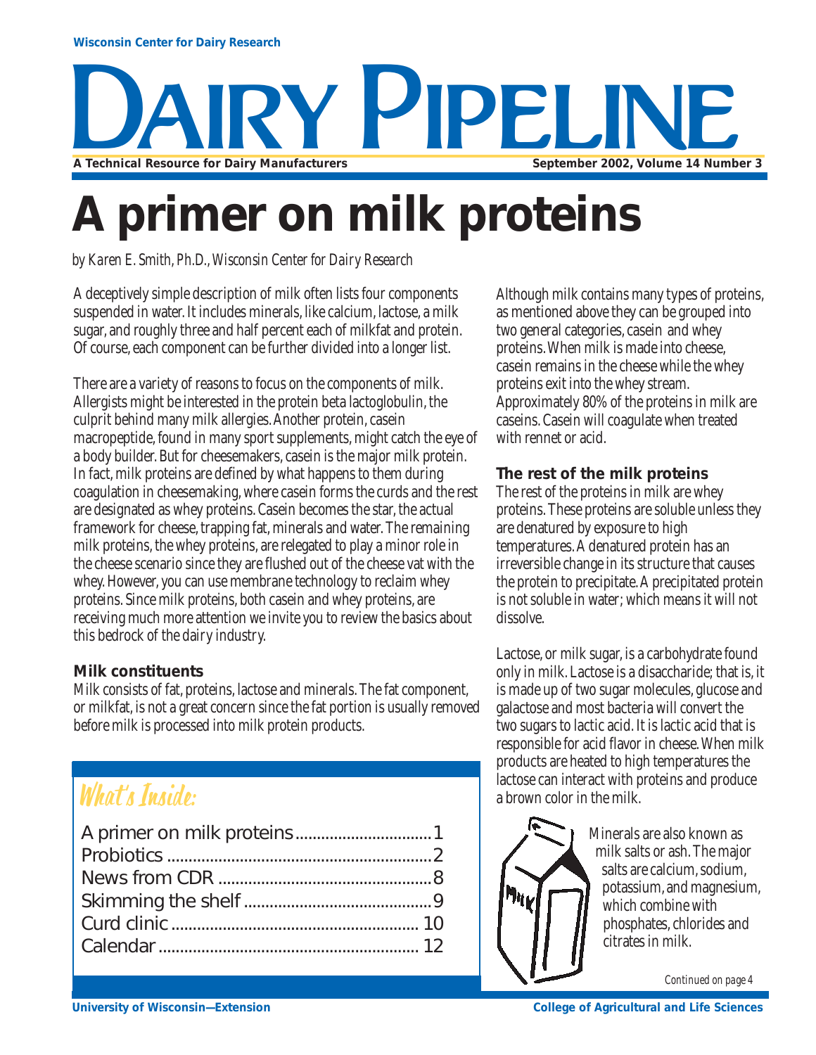Wisconsin Center for Dairy Research

# DAIRY PIPELINE

**A Technical Resource for Dairy Manufacturers** — **September 2002, Volume 14 Number 3**

# A primer on milk proteins

*by Karen E. Smith, Ph.D., Wisconsin Center for Dairy Research*

A deceptively simple description of milk often lists four components suspended in water. It includes minerals, like calcium, lactose, a milk sugar, and roughly three and half percent each of milkfat and protein. Of course, each component can be further divided into a longer list.

There are a variety of reasons to focus on the components of milk. Allergists might be interested in the protein beta lactoglobulin, the culprit behind many milk allergies. Another protein, casein macropeptide, found in many sport supplements, might catch the eye of a body builder. But for cheesemakers, casein is the major milk protein. In fact, milk proteins are defined by what happens to them during coagulation in cheesemaking, where casein forms the curds and the rest are designated as whey proteins. Casein becomes the star, the actual framework for cheese, trapping fat, minerals and water. The remaining milk proteins, the whey proteins, are relegated to play a minor role in the cheese scenario since they are flushed out of the cheese vat with the whey. However, you can use membrane technology to reclaim whey proteins. Since milk proteins, both casein and whey proteins, are receiving much more attention we invite you to review the basics about this bedrock of the dairy industry.

### Milk constituents

Milk consists of fat, proteins, lactose and minerals. The fat component, or milkfat, is not a great concern since the fat portion is usually removed before milk is processed into milk protein products.

## What's Inside:

- A primer on milk proteins ................ 1
- Probiotics ................ 2
- News from CDR ................ 8
- Skimming the shelf ................ 9
- Curd clinic ................ 10
- Calendar ................ 12

Although milk contains many types of proteins, as mentioned above they can be grouped into two general categories, casein and whey proteins. When milk is made into cheese, casein remains in the cheese while the whey proteins exit into the whey stream. Approximately 80% of the proteins in milk are caseins. Casein will coagulate when treated with rennet or acid.

### The rest of the milk proteins

The rest of the proteins in milk are whey proteins. These proteins are soluble unless they are denatured by exposure to high temperatures. A denatured protein has an irreversible change in its structure that causes the protein to precipitate. A precipitated protein is not soluble in water; which means it will not dissolve.

Lactose, or milk sugar, is a carbohydrate found only in milk. Lactose is a disaccharide; that is, it is made up of two sugar molecules, glucose and galactose and most bacteria will convert the two sugars to lactic acid. It is lactic acid that is responsible for acid flavor in cheese. When milk products are heated to high temperatures the lactose can interact with proteins and produce a brown color in the milk.

Minerals are also known as milk salts or ash. The major salts are calcium, sodium, potassium, and magnesium, which combine with phosphates, chlorides and citrates in milk.

*Continued on page 4*

University of Wisconsin—Extension — College of Agricultural and Life Sciences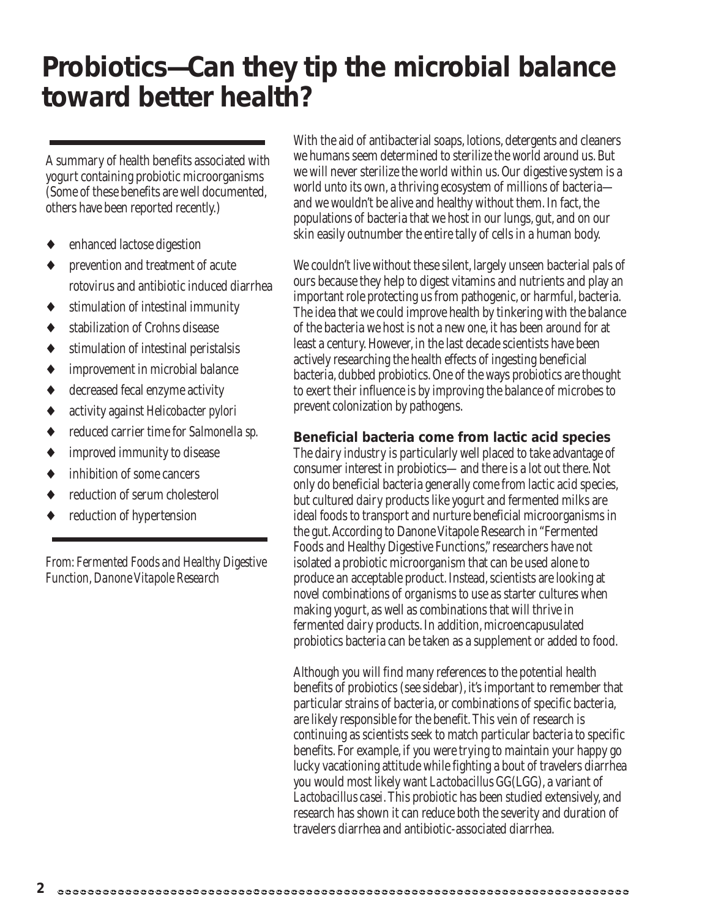# Probiotics—Can they tip the microbial balance toward better health?

A summary of health benefits associated with yogurt containing probiotic microorganisms (Some of these benefits are well documented, others have been reported recently.)

- enhanced lactose digestion
- prevention and treatment of acute rotovirus and antibiotic induced diarrhea
- stimulation of intestinal immunity
- stabilization of Crohns disease
- stimulation of intestinal peristalsis
- improvement in microbial balance
- decreased fecal enzyme activity
- activity against *Helicobacter pylori*
- reduced carrier time for *Salmonella sp.*
- improved immunity to disease
- inhibition of some cancers
- reduction of serum cholesterol
- reduction of hypertension

*From: Fermented Foods and Healthy Digestive Function, Danone Vitapole Research*

With the aid of antibacterial soaps, lotions, detergents and cleaners we humans seem determined to sterilize the world around us. But we will never sterilize the world within us. Our digestive system is a world unto its own, a thriving ecosystem of millions of bacteria—and we wouldn't be alive and healthy without them. In fact, the populations of bacteria that we host in our lungs, gut, and on our skin easily outnumber the entire tally of cells in a human body.

We couldn't live without these silent, largely unseen bacterial pals of ours because they help to digest vitamins and nutrients and play an important role protecting us from pathogenic, or harmful, bacteria. The idea that we could improve health by tinkering with the balance of the bacteria we host is not a new one, it has been around for at least a century. However, in the last decade scientists have been actively researching the health effects of ingesting beneficial bacteria, dubbed probiotics. One of the ways probiotics are thought to exert their influence is by improving the balance of microbes to prevent colonization by pathogens.

### Beneficial bacteria come from lactic acid species

The dairy industry is particularly well placed to take advantage of consumer interest in probiotics— and there is a lot out there. Not only do beneficial bacteria generally come from lactic acid species, but cultured dairy products like yogurt and fermented milks are ideal foods to transport and nurture beneficial microorganisms in the gut. According to Danone Vitapole Research in "Fermented Foods and Healthy Digestive Functions," researchers have not isolated a probiotic microorganism that can be used alone to produce an acceptable product. Instead, scientists are looking at novel combinations of organisms to use as starter cultures when making yogurt, as well as combinations that will thrive in fermented dairy products. In addition, microencapusulated probiotics bacteria can be taken as a supplement or added to food.

Although you will find many references to the potential health benefits of probiotics (see sidebar), it's important to remember that particular strains of bacteria, or combinations of specific bacteria, are likely responsible for the benefit. This vein of research is continuing as scientists seek to match particular bacteria to specific benefits. For example, if you were trying to maintain your happy go lucky vacationing attitude while fighting a bout of travelers diarrhea you would most likely want *Lactobacillus* GG(LGG), a variant of *Lactobacillus casei*. This probiotic has been studied extensively, and research has shown it can reduce both the severity and duration of travelers diarrhea and antibiotic-associated diarrhea.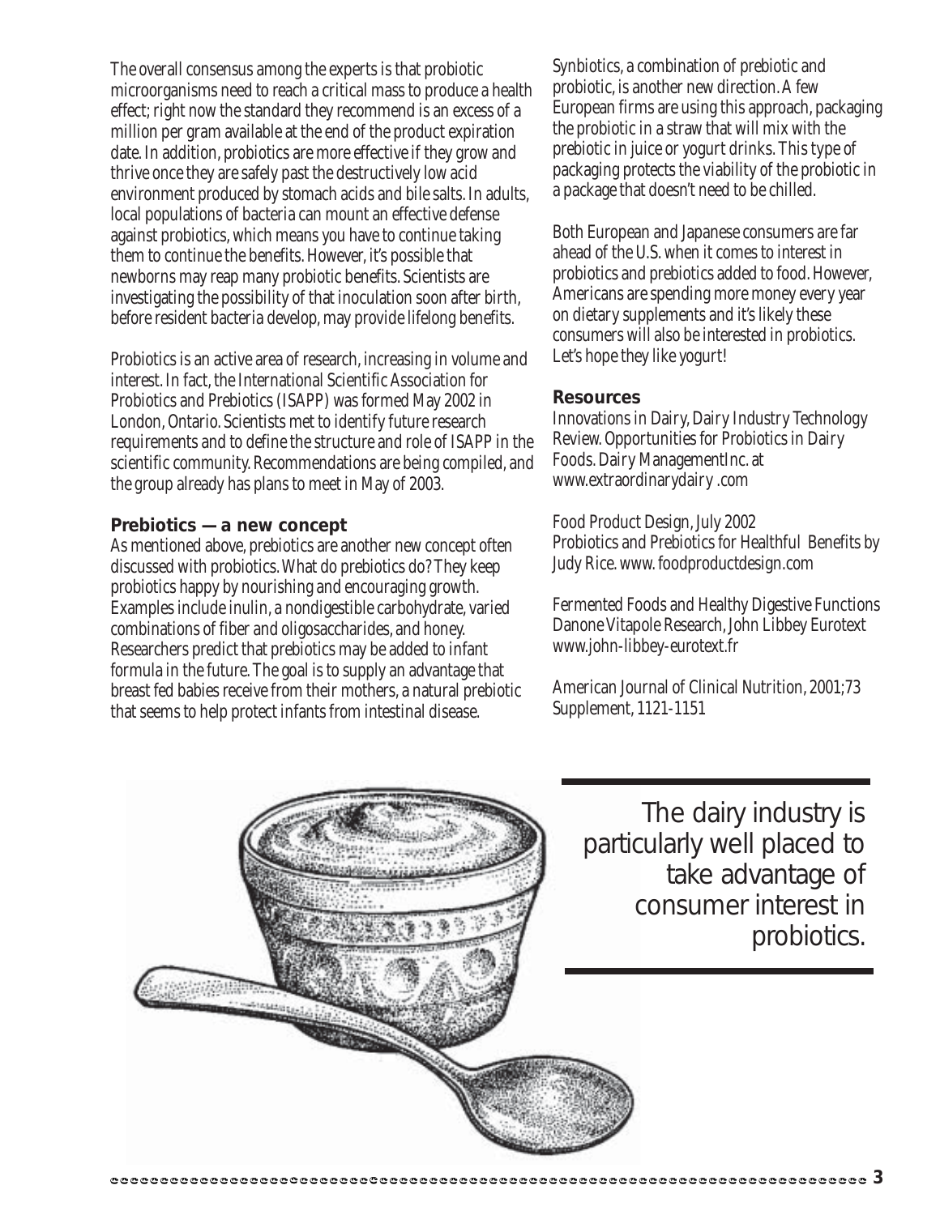The overall consensus among the experts is that probiotic microorganisms need to reach a critical mass to produce a health effect; right now the standard they recommend is an excess of a million per gram available at the end of the product expiration date. In addition, probiotics are more effective if they grow and thrive once they are safely past the destructively low acid environment produced by stomach acids and bile salts. In adults, local populations of bacteria can mount an effective defense against probiotics, which means you have to continue taking them to continue the benefits. However, it's possible that newborns may reap many probiotic benefits. Scientists are investigating the possibility of that inoculation soon after birth, before resident bacteria develop, may provide lifelong benefits.

Probiotics is an active area of research, increasing in volume and interest. In fact, the International Scientific Association for Probiotics and Prebiotics (ISAPP) was formed May 2002 in London, Ontario. Scientists met to identify future research requirements and to define the structure and role of ISAPP in the scientific community. Recommendations are being compiled, and the group already has plans to meet in May of 2003.

### Prebiotics — a new concept

As mentioned above, prebiotics are another new concept often discussed with probiotics. What do prebiotics do? They keep probiotics happy by nourishing and encouraging growth. Examples include inulin, a nondigestible carbohydrate, varied combinations of fiber and oligosaccharides, and honey. Researchers predict that prebiotics may be added to infant formula in the future. The goal is to supply an advantage that breast fed babies receive from their mothers, a natural prebiotic that seems to help protect infants from intestinal disease.

Synbiotics, a combination of prebiotic and probiotic, is another new direction. A few European firms are using this approach, packaging the probiotic in a straw that will mix with the prebiotic in juice or yogurt drinks. This type of packaging protects the viability of the probiotic in a package that doesn't need to be chilled.

Both European and Japanese consumers are far ahead of the U.S. when it comes to interest in probiotics and prebiotics added to food. However, Americans are spending more money every year on dietary supplements and it's likely these consumers will also be interested in probiotics. Let's hope they like yogurt!

### Resources

Innovations in Dairy, Dairy Industry Technology Review. Opportunities for Probiotics in Dairy Foods. Dairy ManagementInc. at www.extraordinarydairy .com

Food Product Design, July 2002
Probiotics and Prebiotics for Healthful Benefits by Judy Rice. www. foodproductdesign.com

Fermented Foods and Healthy Digestive Functions
Danone Vitapole Research, John Libbey Eurotext
www.john-libbey-eurotext.fr

American Journal of Clinical Nutrition, 2001;73 Supplement, 1121-1151

The dairy industry is particularly well placed to take advantage of consumer interest in probiotics.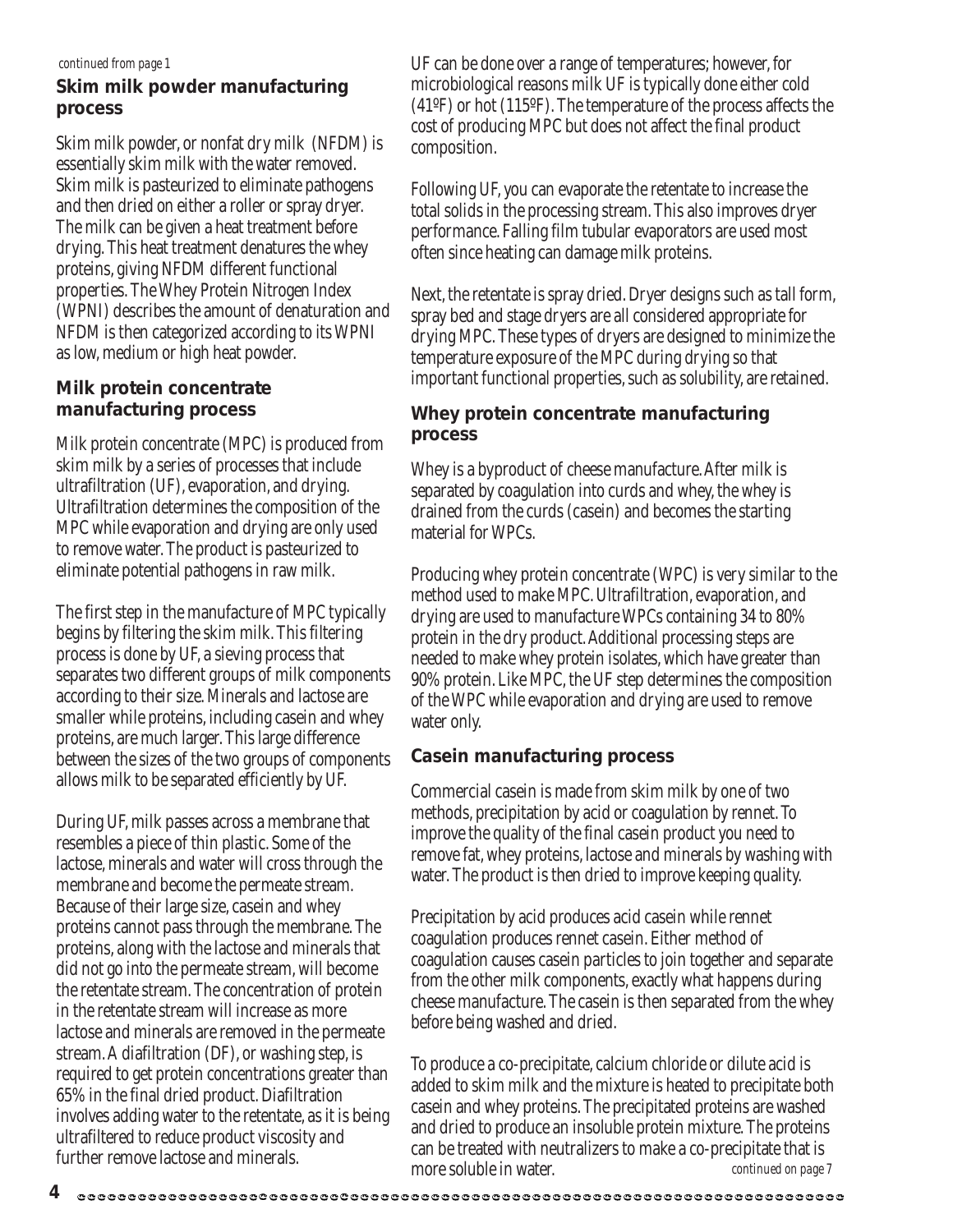*continued from page 1*

## Skim milk powder manufacturing process

Skim milk powder, or nonfat dry milk (NFDM) is essentially skim milk with the water removed. Skim milk is pasteurized to eliminate pathogens and then dried on either a roller or spray dryer. The milk can be given a heat treatment before drying. This heat treatment denatures the whey proteins, giving NFDM different functional properties. The Whey Protein Nitrogen Index (WPNI) describes the amount of denaturation and NFDM is then categorized according to its WPNI as low, medium or high heat powder.

## Milk protein concentrate manufacturing process

Milk protein concentrate (MPC) is produced from skim milk by a series of processes that include ultrafiltration (UF), evaporation, and drying. Ultrafiltration determines the composition of the MPC while evaporation and drying are only used to remove water. The product is pasteurized to eliminate potential pathogens in raw milk.

The first step in the manufacture of MPC typically begins by filtering the skim milk. This filtering process is done by UF, a sieving process that separates two different groups of milk components according to their size. Minerals and lactose are smaller while proteins, including casein and whey proteins, are much larger. This large difference between the sizes of the two groups of components allows milk to be separated efficiently by UF.

During UF, milk passes across a membrane that resembles a piece of thin plastic. Some of the lactose, minerals and water will cross through the membrane and become the permeate stream. Because of their large size, casein and whey proteins cannot pass through the membrane. The proteins, along with the lactose and minerals that did not go into the permeate stream, will become the retentate stream. The concentration of protein in the retentate stream will increase as more lactose and minerals are removed in the permeate stream. A diafiltration (DF), or washing step, is required to get protein concentrations greater than 65% in the final dried product. Diafiltration involves adding water to the retentate, as it is being ultrafiltered to reduce product viscosity and further remove lactose and minerals.

UF can be done over a range of temperatures; however, for microbiological reasons milk UF is typically done either cold (41ºF) or hot (115ºF). The temperature of the process affects the cost of producing MPC but does not affect the final product composition.

Following UF, you can evaporate the retentate to increase the total solids in the processing stream. This also improves dryer performance. Falling film tubular evaporators are used most often since heating can damage milk proteins.

Next, the retentate is spray dried. Dryer designs such as tall form, spray bed and stage dryers are all considered appropriate for drying MPC. These types of dryers are designed to minimize the temperature exposure of the MPC during drying so that important functional properties, such as solubility, are retained.

## Whey protein concentrate manufacturing process

Whey is a byproduct of cheese manufacture. After milk is separated by coagulation into curds and whey, the whey is drained from the curds (casein) and becomes the starting material for WPCs.

Producing whey protein concentrate (WPC) is very similar to the method used to make MPC. Ultrafiltration, evaporation, and drying are used to manufacture WPCs containing 34 to 80% protein in the dry product. Additional processing steps are needed to make whey protein isolates, which have greater than 90% protein. Like MPC, the UF step determines the composition of the WPC while evaporation and drying are used to remove water only.

## Casein manufacturing process

Commercial casein is made from skim milk by one of two methods, precipitation by acid or coagulation by rennet. To improve the quality of the final casein product you need to remove fat, whey proteins, lactose and minerals by washing with water. The product is then dried to improve keeping quality.

Precipitation by acid produces acid casein while rennet coagulation produces rennet casein. Either method of coagulation causes casein particles to join together and separate from the other milk components, exactly what happens during cheese manufacture. The casein is then separated from the whey before being washed and dried.

To produce a co-precipitate, calcium chloride or dilute acid is added to skim milk and the mixture is heated to precipitate both casein and whey proteins. The precipitated proteins are washed and dried to produce an insoluble protein mixture. The proteins can be treated with neutralizers to make a co-precipitate that is more soluble in water.

*continued on page 7*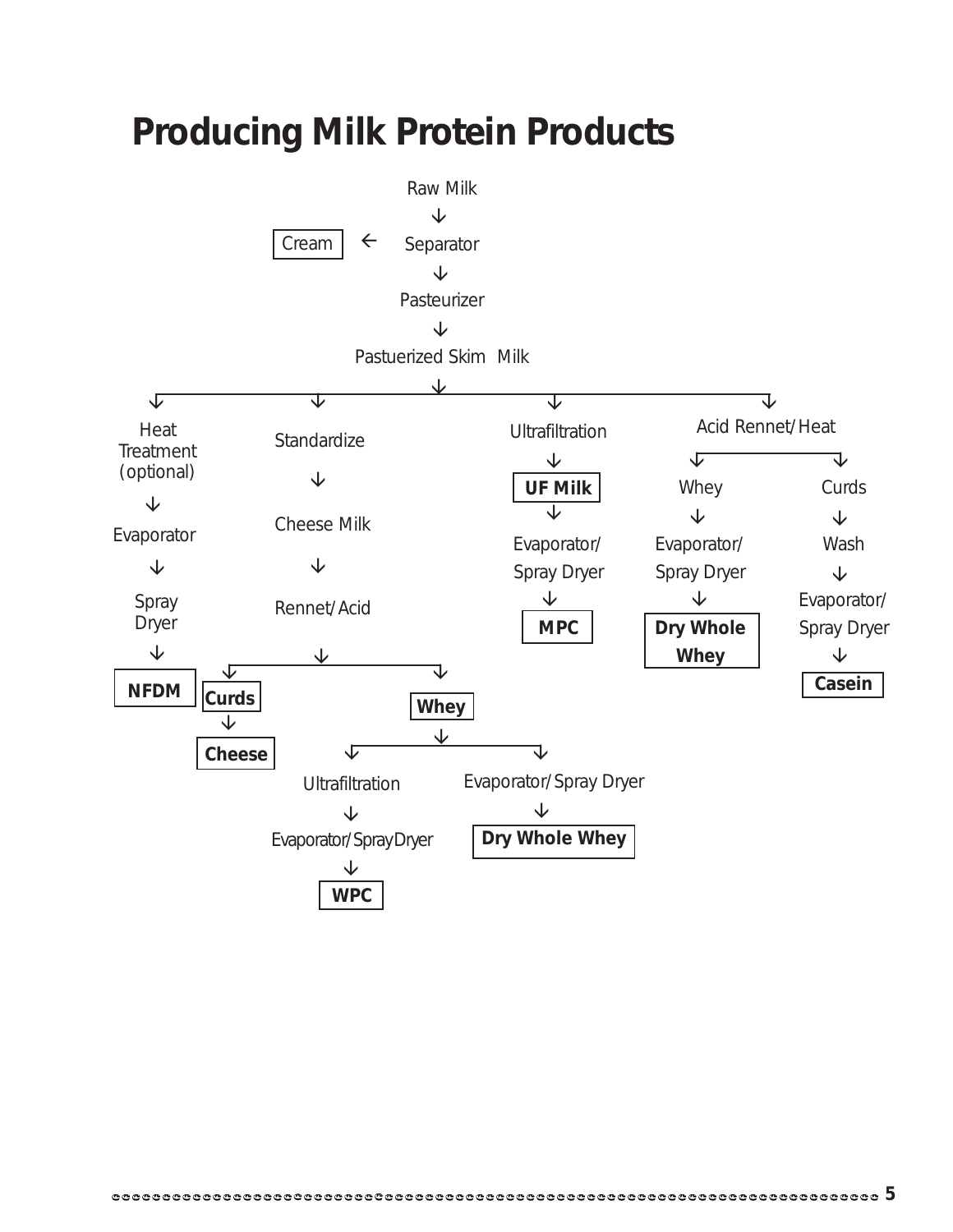# Producing Milk Protein Products

Raw Milk
↓
Separator → **Cream**
↓
Pasteurizer
↓
Pastuerized Skim Milk

Pastuerized Skim Milk branches into:

1. Heat Treatment (optional) → Evaporator → Spray Dryer → **NFDM**
2. Standardize → Cheese Milk → Rennet/Acid
   - **Curds** → **Cheese**
   - **Whey**
     - Ultrafiltration → Evaporator/SprayDryer → **WPC**
     - Evaporator/Spray Dryer → **Dry Whole Whey**
3. Ultrafiltration → **UF Milk** → Evaporator/Spray Dryer → **MPC**
4. Acid Rennet/Heat
   - Whey → Evaporator/Spray Dryer → **Dry Whole Whey**
   - Curds → Wash → Evaporator/Spray Dryer → **Casein**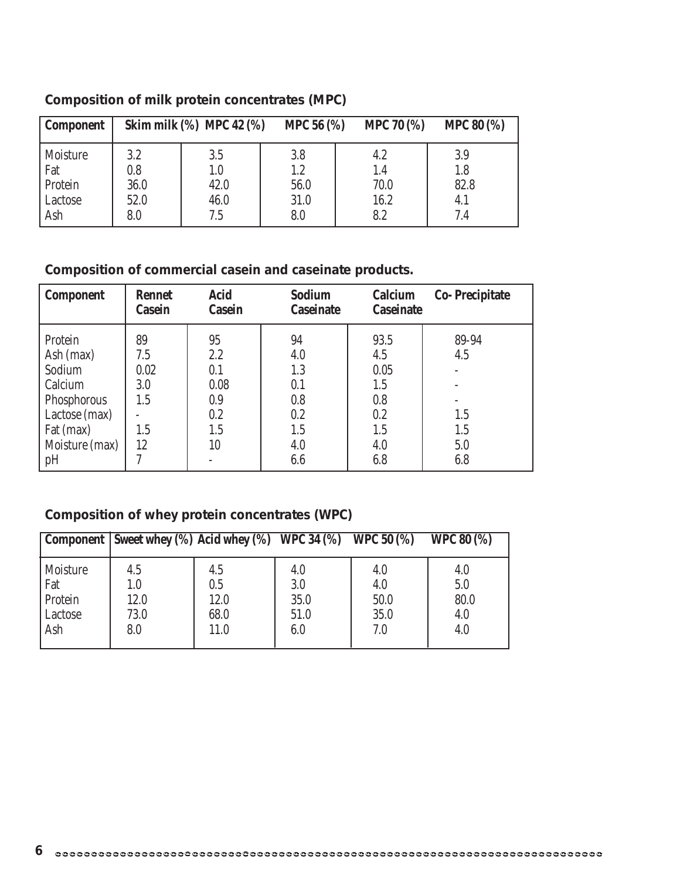**Composition of milk protein concentrates (MPC)**

| Component | Skim milk (%) | MPC 42 (%) | MPC 56 (%) | MPC 70 (%) | MPC 80 (%) |
|---|---|---|---|---|---|
| Moisture | 3.2 | 3.5 | 3.8 | 4.2 | 3.9 |
| Fat | 0.8 | 1.0 | 1.2 | 1.4 | 1.8 |
| Protein | 36.0 | 42.0 | 56.0 | 70.0 | 82.8 |
| Lactose | 52.0 | 46.0 | 31.0 | 16.2 | 4.1 |
| Ash | 8.0 | 7.5 | 8.0 | 8.2 | 7.4 |

**Composition of commercial casein and caseinate products.**

| Component | Rennet Casein | Acid Casein | Sodium Caseinate | Calcium Caseinate | Co- Precipitate |
|---|---|---|---|---|---|
| Protein | 89 | 95 | 94 | 93.5 | 89-94 |
| Ash (max) | 7.5 | 2.2 | 4.0 | 4.5 | 4.5 |
| Sodium | 0.02 | 0.1 | 1.3 | 0.05 | - |
| Calcium | 3.0 | 0.08 | 0.1 | 1.5 | - |
| Phosphorous | 1.5 | 0.9 | 0.8 | 0.8 | - |
| Lactose (max) | - | 0.2 | 0.2 | 0.2 | 1.5 |
| Fat (max) | 1.5 | 1.5 | 1.5 | 1.5 | 1.5 |
| Moisture (max) | 12 | 10 | 4.0 | 4.0 | 5.0 |
| pH | 7 | - | 6.6 | 6.8 | 6.8 |

**Composition of whey protein concentrates (WPC)**

| Component | Sweet whey (%) | Acid whey (%) | WPC 34 (%) | WPC 50 (%) | WPC 80 (%) |
|---|---|---|---|---|---|
| Moisture | 4.5 | 4.5 | 4.0 | 4.0 | 4.0 |
| Fat | 1.0 | 0.5 | 3.0 | 4.0 | 5.0 |
| Protein | 12.0 | 12.0 | 35.0 | 50.0 | 80.0 |
| Lactose | 73.0 | 68.0 | 51.0 | 35.0 | 4.0 |
| Ash | 8.0 | 11.0 | 6.0 | 7.0 | 4.0 |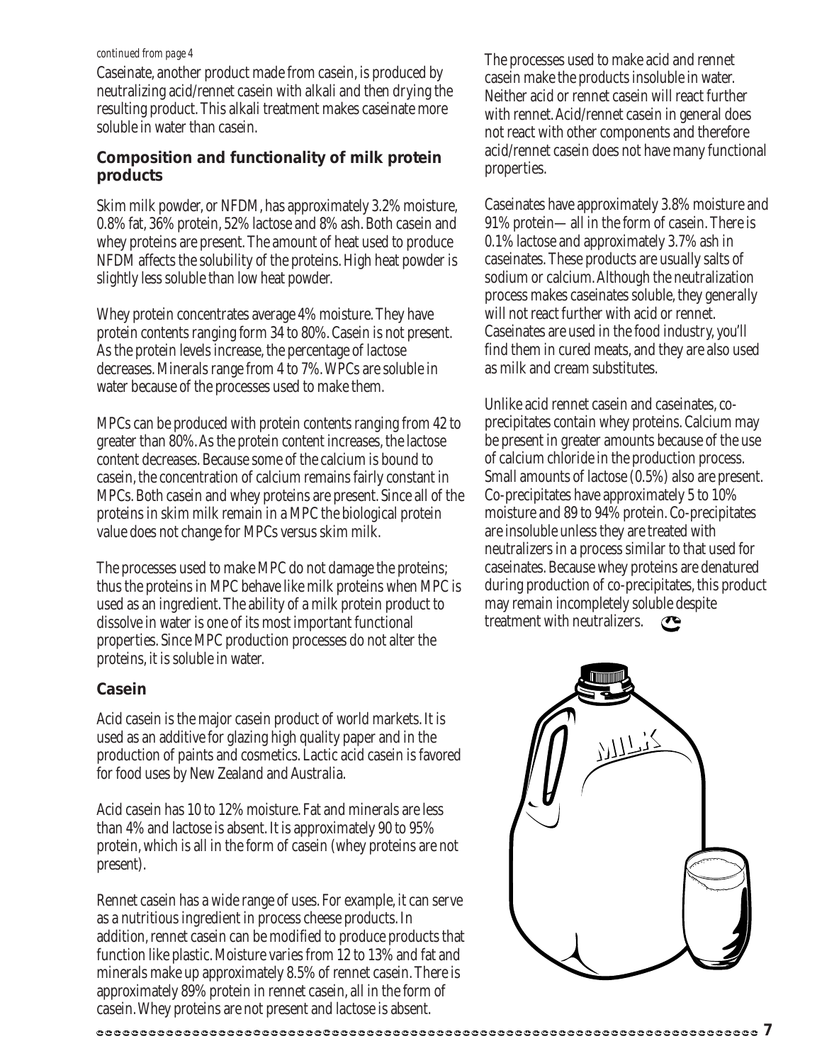*continued from page 4*

Caseinate, another product made from casein, is produced by neutralizing acid/rennet casein with alkali and then drying the resulting product. This alkali treatment makes caseinate more soluble in water than casein.

### Composition and functionality of milk protein products

Skim milk powder, or NFDM, has approximately 3.2% moisture, 0.8% fat, 36% protein, 52% lactose and 8% ash. Both casein and whey proteins are present. The amount of heat used to produce NFDM affects the solubility of the proteins. High heat powder is slightly less soluble than low heat powder.

Whey protein concentrates average 4% moisture. They have protein contents ranging form 34 to 80%. Casein is not present. As the protein levels increase, the percentage of lactose decreases. Minerals range from 4 to 7%. WPCs are soluble in water because of the processes used to make them.

MPCs can be produced with protein contents ranging from 42 to greater than 80%. As the protein content increases, the lactose content decreases. Because some of the calcium is bound to casein, the concentration of calcium remains fairly constant in MPCs. Both casein and whey proteins are present. Since all of the proteins in skim milk remain in a MPC the biological protein value does not change for MPCs versus skim milk.

The processes used to make MPC do not damage the proteins; thus the proteins in MPC behave like milk proteins when MPC is used as an ingredient. The ability of a milk protein product to dissolve in water is one of its most important functional properties. Since MPC production processes do not alter the proteins, it is soluble in water.

### Casein

Acid casein is the major casein product of world markets. It is used as an additive for glazing high quality paper and in the production of paints and cosmetics. Lactic acid casein is favored for food uses by New Zealand and Australia.

Acid casein has 10 to 12% moisture. Fat and minerals are less than 4% and lactose is absent. It is approximately 90 to 95% protein, which is all in the form of casein (whey proteins are not present).

Rennet casein has a wide range of uses. For example, it can serve as a nutritious ingredient in process cheese products. In addition, rennet casein can be modified to produce products that function like plastic. Moisture varies from 12 to 13% and fat and minerals make up approximately 8.5% of rennet casein. There is approximately 89% protein in rennet casein, all in the form of casein. Whey proteins are not present and lactose is absent.

The processes used to make acid and rennet casein make the products insoluble in water. Neither acid or rennet casein will react further with rennet. Acid/rennet casein in general does not react with other components and therefore acid/rennet casein does not have many functional properties.

Caseinates have approximately 3.8% moisture and 91% protein—all in the form of casein. There is 0.1% lactose and approximately 3.7% ash in caseinates. These products are usually salts of sodium or calcium. Although the neutralization process makes caseinates soluble, they generally will not react further with acid or rennet. Caseinates are used in the food industry, you'll find them in cured meats, and they are also used as milk and cream substitutes.

Unlike acid rennet casein and caseinates, co-precipitates contain whey proteins. Calcium may be present in greater amounts because of the use of calcium chloride in the production process. Small amounts of lactose (0.5%) also are present. Co-precipitates have approximately 5 to 10% moisture and 89 to 94% protein. Co-precipitates are insoluble unless they are treated with neutralizers in a process similar to that used for caseinates. Because whey proteins are denatured during production of co-precipitates, this product may remain incompletely soluble despite treatment with neutralizers.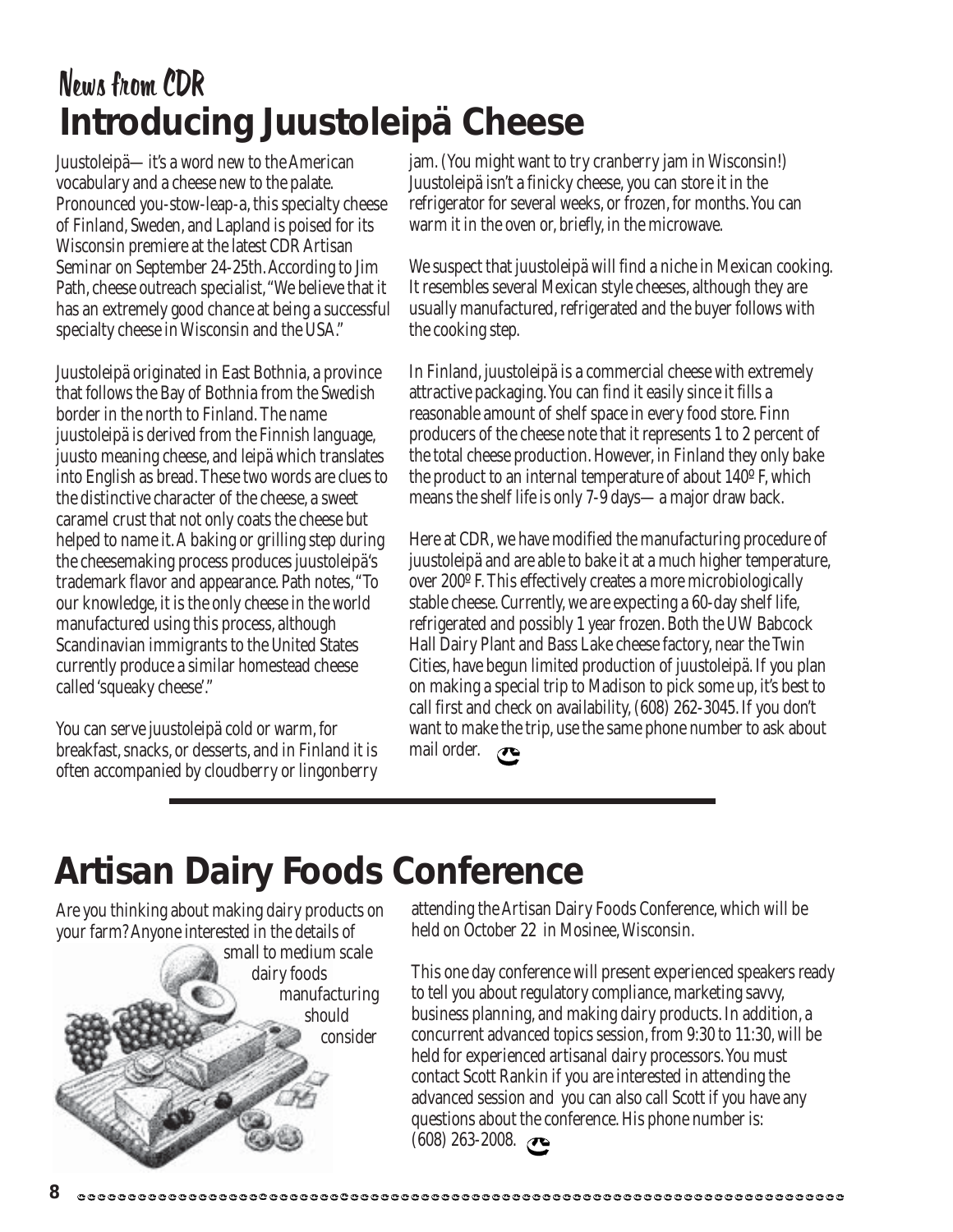News from CDR

# Introducing Juustoleipä Cheese

Juustoleipä— it's a word new to the American vocabulary and a cheese new to the palate. Pronounced you-stow-leap-a, this specialty cheese of Finland, Sweden, and Lapland is poised for its Wisconsin premiere at the latest CDR Artisan Seminar on September 24-25th. According to Jim Path, cheese outreach specialist, "We believe that it has an extremely good chance at being a successful specialty cheese in Wisconsin and the USA."

Juustoleipä originated in East Bothnia, a province that follows the Bay of Bothnia from the Swedish border in the north to Finland. The name juustoleipä is derived from the Finnish language, juusto meaning cheese, and leipä which translates into English as bread. These two words are clues to the distinctive character of the cheese, a sweet caramel crust that not only coats the cheese but helped to name it. A baking or grilling step during the cheesemaking process produces juustoleipä's trademark flavor and appearance. Path notes, "To our knowledge, it is the only cheese in the world manufactured using this process, although Scandinavian immigrants to the United States currently produce a similar homestead cheese called 'squeaky cheese'."

You can serve juustoleipä cold or warm, for breakfast, snacks, or desserts, and in Finland it is often accompanied by cloudberry or lingonberry jam. (You might want to try cranberry jam in Wisconsin!) Juustoleipä isn't a finicky cheese, you can store it in the refrigerator for several weeks, or frozen, for months. You can warm it in the oven or, briefly, in the microwave.

We suspect that juustoleipä will find a niche in Mexican cooking. It resembles several Mexican style cheeses, although they are usually manufactured, refrigerated and the buyer follows with the cooking step.

In Finland, juustoleipä is a commercial cheese with extremely attractive packaging. You can find it easily since it fills a reasonable amount of shelf space in every food store. Finn producers of the cheese note that it represents 1 to 2 percent of the total cheese production. However, in Finland they only bake the product to an internal temperature of about 140º F, which means the shelf life is only 7-9 days— a major draw back.

Here at CDR, we have modified the manufacturing procedure of juustoleipä and are able to bake it at a much higher temperature, over 200º F. This effectively creates a more microbiologically stable cheese. Currently, we are expecting a 60-day shelf life, refrigerated and possibly 1 year frozen. Both the UW Babcock Hall Dairy Plant and Bass Lake cheese factory, near the Twin Cities, have begun limited production of juustoleipä. If you plan on making a special trip to Madison to pick some up, it's best to call first and check on availability, (608) 262-3045. If you don't want to make the trip, use the same phone number to ask about mail order.

# Artisan Dairy Foods Conference

Are you thinking about making dairy products on your farm? Anyone interested in the details of small to medium scale dairy foods manufacturing should consider attending the Artisan Dairy Foods Conference, which will be held on October 22 in Mosinee, Wisconsin.

This one day conference will present experienced speakers ready to tell you about regulatory compliance, marketing savvy, business planning, and making dairy products. In addition, a concurrent advanced topics session, from 9:30 to 11:30, will be held for experienced artisanal dairy processors. You must contact Scott Rankin if you are interested in attending the advanced session and you can also call Scott if you have any questions about the conference. His phone number is: (608) 263-2008.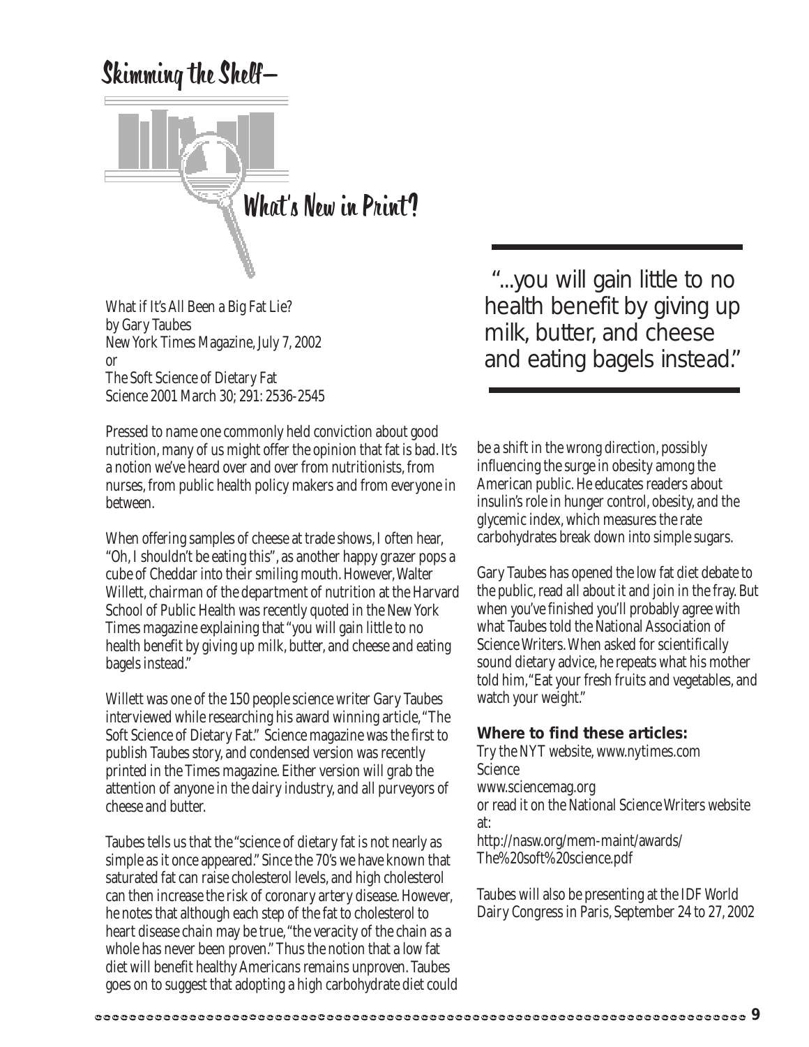# Skimming the Shelf–

## What's New in Print?

What if It's All Been a Big Fat Lie?
by Gary Taubes
New York Times Magazine, July 7, 2002
or
The Soft Science of Dietary Fat
Science 2001 March 30; 291: 2536-2545

> "...you will gain little to no health benefit by giving up milk, butter, and cheese and eating bagels instead."

Pressed to name one commonly held conviction about good nutrition, many of us might offer the opinion that fat is bad. It's a notion we've heard over and over from nutritionists, from nurses, from public health policy makers and from everyone in between.

When offering samples of cheese at trade shows, I often hear, "Oh, I shouldn't be eating this", as another happy grazer pops a cube of Cheddar into their smiling mouth. However, Walter Willett, chairman of the department of nutrition at the Harvard School of Public Health was recently quoted in the New York Times magazine explaining that "you will gain little to no health benefit by giving up milk, butter, and cheese and eating bagels instead."

Willett was one of the 150 people science writer Gary Taubes interviewed while researching his award winning article, "The Soft Science of Dietary Fat." Science magazine was the first to publish Taubes story, and condensed version was recently printed in the Times magazine. Either version will grab the attention of anyone in the dairy industry, and all purveyors of cheese and butter.

Taubes tells us that the "science of dietary fat is not nearly as simple as it once appeared." Since the 70's we have known that saturated fat can raise cholesterol levels, and high cholesterol can then increase the risk of coronary artery disease. However, he notes that although each step of the fat to cholesterol to heart disease chain may be true, "the veracity of the chain as a whole has never been proven." Thus the notion that a low fat diet will benefit healthy Americans remains unproven. Taubes goes on to suggest that adopting a high carbohydrate diet could be a shift in the wrong direction, possibly influencing the surge in obesity among the American public. He educates readers about insulin's role in hunger control, obesity, and the glycemic index, which measures the rate carbohydrates break down into simple sugars.

Gary Taubes has opened the low fat diet debate to the public, read all about it and join in the fray. But when you've finished you'll probably agree with what Taubes told the National Association of Science Writers. When asked for scientifically sound dietary advice, he repeats what his mother told him, "Eat your fresh fruits and vegetables, and watch your weight."

**Where to find these articles:**

Try the NYT website, www.nytimes.com
Science
www.sciencemag.org
or read it on the National Science Writers website at:
http://nasw.org/mem-maint/awards/The%20soft%20science.pdf

Taubes will also be presenting at the IDF World Dairy Congress in Paris, September 24 to 27, 2002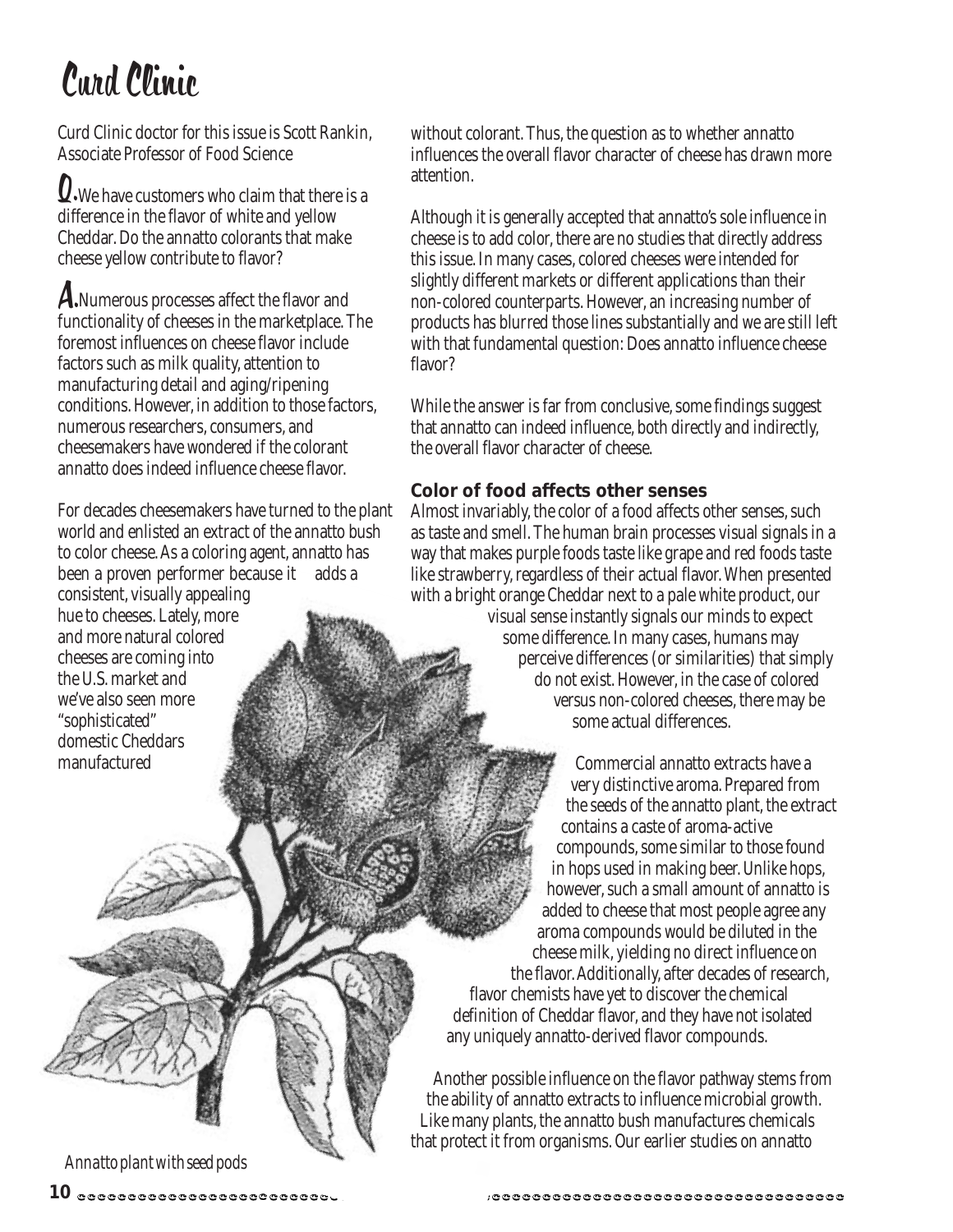# Curd Clinic

Curd Clinic doctor for this issue is Scott Rankin, Associate Professor of Food Science

**Q.** We have customers who claim that there is a difference in the flavor of white and yellow Cheddar. Do the annatto colorants that make cheese yellow contribute to flavor?

**A.** Numerous processes affect the flavor and functionality of cheeses in the marketplace. The foremost influences on cheese flavor include factors such as milk quality, attention to manufacturing detail and aging/ripening conditions. However, in addition to those factors, numerous researchers, consumers, and cheesemakers have wondered if the colorant annatto does indeed influence cheese flavor.

For decades cheesemakers have turned to the plant world and enlisted an extract of the annatto bush to color cheese. As a coloring agent, annatto has been a proven performer because it adds a consistent, visually appealing hue to cheeses. Lately, more and more natural colored cheeses are coming into the U.S. market and we've also seen more "sophisticated" domestic Cheddars manufactured without colorant. Thus, the question as to whether annatto influences the overall flavor character of cheese has drawn more attention.

Although it is generally accepted that annatto's sole influence in cheese is to add color, there are no studies that directly address this issue. In many cases, colored cheeses were intended for slightly different markets or different applications than their non-colored counterparts. However, an increasing number of products has blurred those lines substantially and we are still left with that fundamental question: Does annatto influence cheese flavor?

While the answer is far from conclusive, some findings suggest that annatto can indeed influence, both directly and indirectly, the overall flavor character of cheese.

### Color of food affects other senses

Almost invariably, the color of a food affects other senses, such as taste and smell. The human brain processes visual signals in a way that makes purple foods taste like grape and red foods taste like strawberry, regardless of their actual flavor. When presented with a bright orange Cheddar next to a pale white product, our visual sense instantly signals our minds to expect some difference. In many cases, humans may perceive differences (or similarities) that simply do not exist. However, in the case of colored versus non-colored cheeses, there may be some actual differences.

Commercial annatto extracts have a very distinctive aroma. Prepared from the seeds of the annatto plant, the extract contains a caste of aroma-active compounds, some similar to those found in hops used in making beer. Unlike hops, however, such a small amount of annatto is added to cheese that most people agree any aroma compounds would be diluted in the cheese milk, yielding no direct influence on the flavor. Additionally, after decades of research, flavor chemists have yet to discover the chemical definition of Cheddar flavor, and they have not isolated any uniquely annatto-derived flavor compounds.

Another possible influence on the flavor pathway stems from the ability of annatto extracts to influence microbial growth. Like many plants, the annatto bush manufactures chemicals that protect it from organisms. Our earlier studies on annatto

*Annatto plant with seed pods*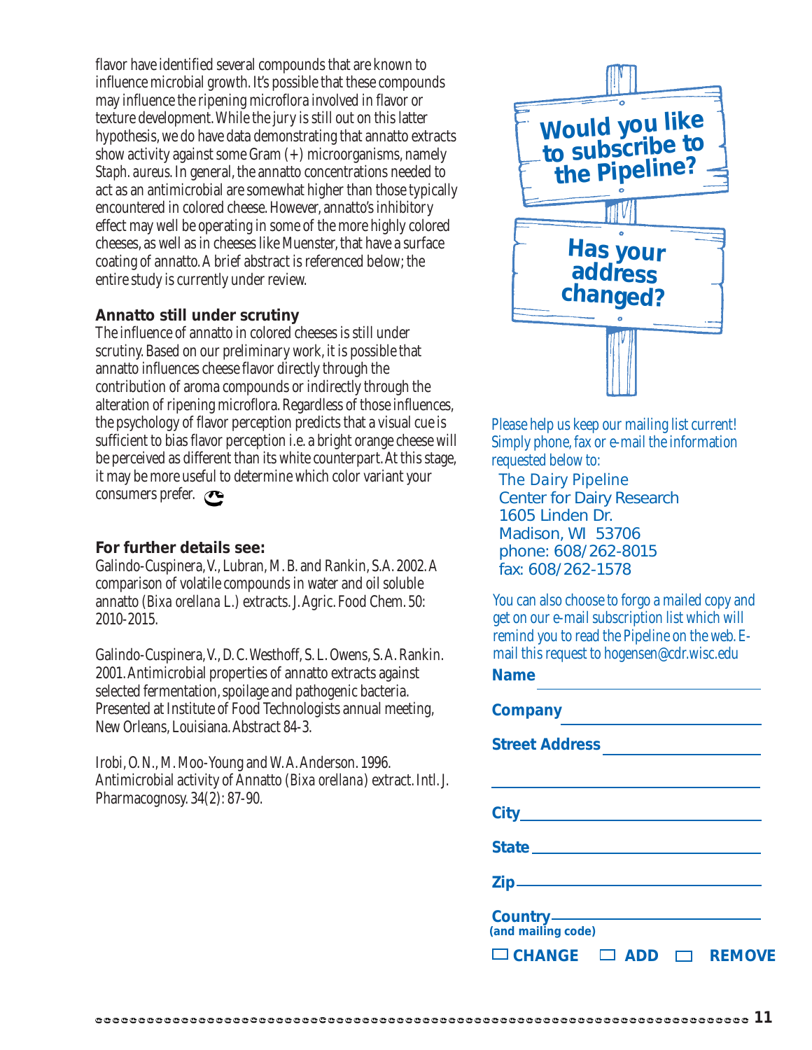flavor have identified several compounds that are known to influence microbial growth. It's possible that these compounds may influence the ripening microflora involved in flavor or texture development. While the jury is still out on this latter hypothesis, we do have data demonstrating that annatto extracts show activity against some Gram (+) microorganisms, namely *Staph. aureus*. In general, the annatto concentrations needed to act as an antimicrobial are somewhat higher than those typically encountered in colored cheese. However, annatto's inhibitory effect may well be operating in some of the more highly colored cheeses, as well as in cheeses like Muenster, that have a surface coating of annatto. A brief abstract is referenced below; the entire study is currently under review.

### Annatto still under scrutiny

The influence of annatto in colored cheeses is still under scrutiny. Based on our preliminary work, it is possible that annatto influences cheese flavor directly through the contribution of aroma compounds or indirectly through the alteration of ripening microflora. Regardless of those influences, the psychology of flavor perception predicts that a visual cue is sufficient to bias flavor perception i.e. a bright orange cheese will be perceived as different than its white counterpart. At this stage, it may be more useful to determine which color variant your consumers prefer.

### For further details see:

Galindo-Cuspinera, V., Lubran, M. B. and Rankin, S.A. 2002. A comparison of volatile compounds in water and oil soluble annatto (*Bixa orellana* L.) extracts. J. Agric. Food Chem. 50: 2010-2015.

Galindo-Cuspinera, V., D. C. Westhoff, S. L. Owens, S. A. Rankin. 2001. Antimicrobial properties of annatto extracts against selected fermentation, spoilage and pathogenic bacteria. Presented at Institute of Food Technologists annual meeting, New Orleans, Louisiana. Abstract 84-3.

Irobi, O. N., M. Moo-Young and W. A. Anderson. 1996. Antimicrobial activity of Annatto (*Bixa orellana*) extract. Intl. J. Pharmacognosy. 34(2): 87-90.

**Would you like to subscribe to the Pipeline?**

**Has your address changed?**

Please help us keep our mailing list current! Simply phone, fax or e-mail the information requested below to:

The Dairy Pipeline
Center for Dairy Research
1605 Linden Dr.
Madison, WI 53706
phone: 608/262-8015
fax: 608/262-1578

You can also choose to forgo a mailed copy and get on our e-mail subscription list which will remind you to read the Pipeline on the web. E-mail this request to hogensen@cdr.wisc.edu

**Name** ____________________

**Company** ____________________

**Street Address** ____________________

____________________

**City** ____________________

**State** ____________________

**Zip** ____________________

**Country** ____________________
**(and mailing code)**

☐ **CHANGE** ☐ **ADD** ☐ **REMOVE**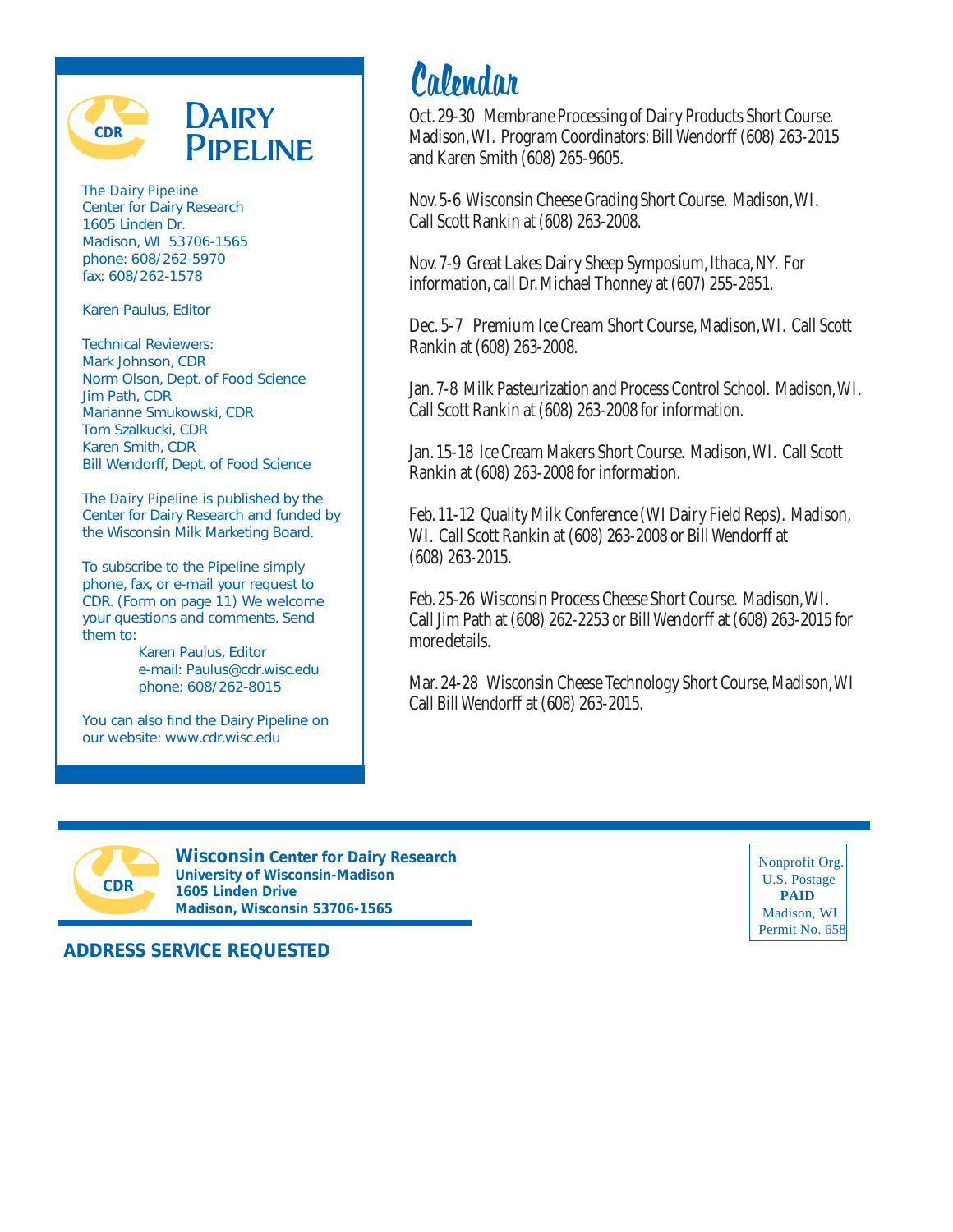# DAIRY PIPELINE

CDR

*The Dairy Pipeline*
Center for Dairy Research
1605 Linden Dr.
Madison, WI 53706-1565
phone: 608/262-5970
fax: 608/262-1578

Karen Paulus, Editor

Technical Reviewers:
Mark Johnson, CDR
Norm Olson, Dept. of Food Science
Jim Path, CDR
Marianne Smukowski, CDR
Tom Szalkucki, CDR
Karen Smith, CDR
Bill Wendorff, Dept. of Food Science

The *Dairy Pipeline* is published by the Center for Dairy Research and funded by the Wisconsin Milk Marketing Board.

To subscribe to the Pipeline simply phone, fax, or e-mail your request to CDR. (Form on page 11) We welcome your questions and comments. Send them to:

Karen Paulus, Editor
e-mail: Paulus@cdr.wisc.edu
phone: 608/262-8015

You can also find the Dairy Pipeline on our website: www.cdr.wisc.edu

# Calendar

Oct. 29-30 Membrane Processing of Dairy Products Short Course. Madison, WI. Program Coordinators: Bill Wendorff (608) 263-2015 and Karen Smith (608) 265-9605.

Nov. 5-6 Wisconsin Cheese Grading Short Course. Madison, WI. Call Scott Rankin at (608) 263-2008.

Nov. 7-9 Great Lakes Dairy Sheep Symposium, Ithaca, NY. For information, call Dr. Michael Thonney at (607) 255-2851.

Dec. 5-7 Premium Ice Cream Short Course, Madison, WI. Call Scott Rankin at (608) 263-2008.

Jan. 7-8 Milk Pasteurization and Process Control School. Madison, WI. Call Scott Rankin at (608) 263-2008 for information.

Jan. 15-18 Ice Cream Makers Short Course. Madison, WI. Call Scott Rankin at (608) 263-2008 for information.

Feb. 11-12 Quality Milk Conference (WI Dairy Field Reps). Madison, WI. Call Scott Rankin at (608) 263-2008 or Bill Wendorff at (608) 263-2015.

Feb. 25-26 Wisconsin Process Cheese Short Course. Madison, WI. Call Jim Path at (608) 262-2253 or Bill Wendorff at (608) 263-2015 for more details.

Mar. 24-28 Wisconsin Cheese Technology Short Course, Madison, WI Call Bill Wendorff at (608) 263-2015.

---

CDR

**Wisconsin Center for Dairy Research**
**University of Wisconsin-Madison**
**1605 Linden Drive**
**Madison, Wisconsin 53706-1565**

**ADDRESS SERVICE REQUESTED**

Nonprofit Org.
U.S. Postage
**PAID**
Madison, WI
Permit No. 658